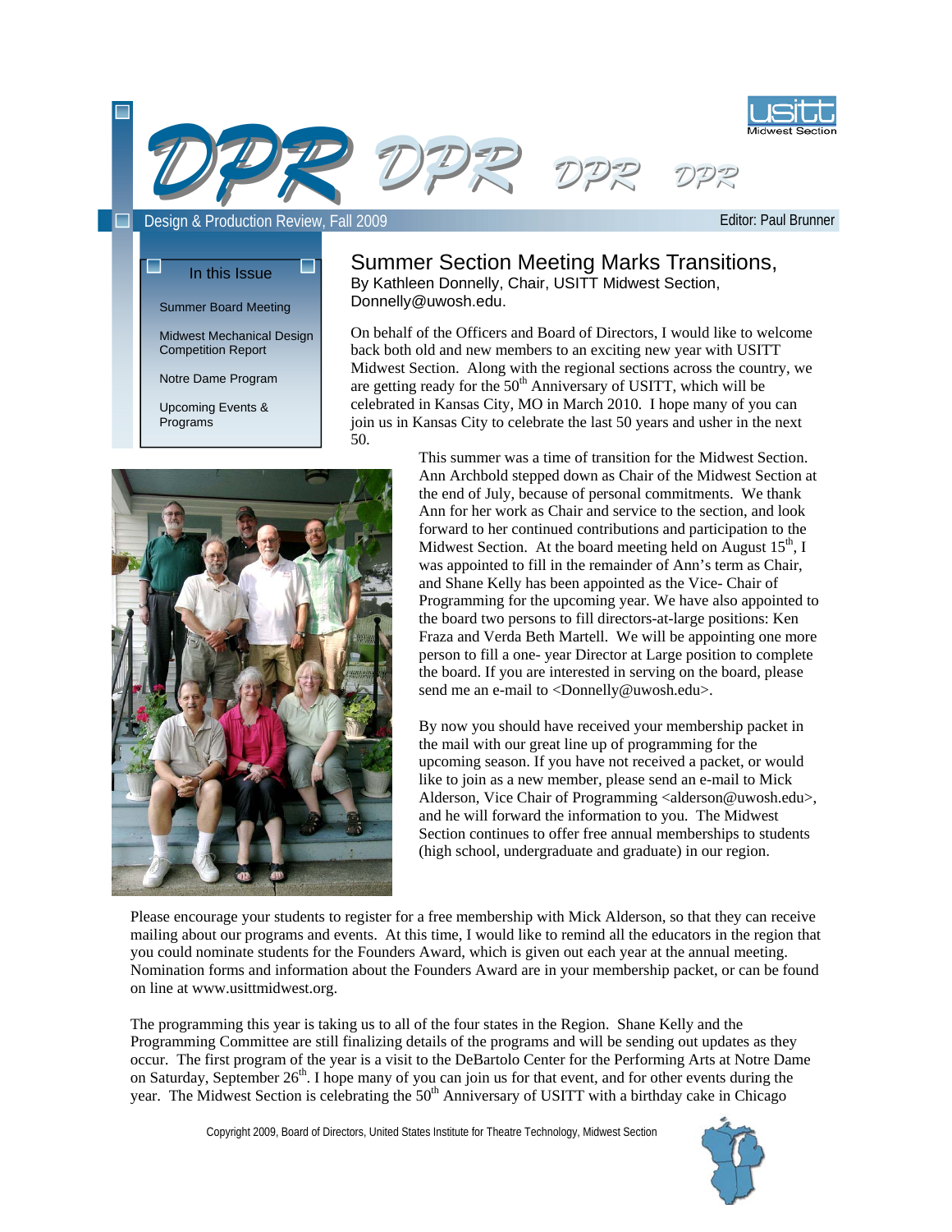# DPR DPR DPR DPR

Design & Production Review, Fall 2009

Editor: Paul Brunner

**In this Issue**

- Summer Board Meeting
- Midwest Mechanical Design Competition Report
- Notre Dame Program
- Upcoming Events & Programs

## Summer Section Meeting Marks Transitions,

By Kathleen Donnelly, Chair, USITT Midwest Section, Donnelly@uwosh.edu.

On behalf of the Officers and Board of Directors, I would like to welcome back both old and new members to an exciting new year with USITT Midwest Section. Along with the regional sections across the country, we are getting ready for the 50th Anniversary of USITT, which will be celebrated in Kansas City, MO in March 2010. I hope many of you can join us in Kansas City to celebrate the last 50 years and usher in the next 50.

This summer was a time of transition for the Midwest Section. Ann Archbold stepped down as Chair of the Midwest Section at the end of July, because of personal commitments. We thank Ann for her work as Chair and service to the section, and look forward to her continued contributions and participation to the Midwest Section. At the board meeting held on August 15th, I was appointed to fill in the remainder of Ann's term as Chair, and Shane Kelly has been appointed as the Vice- Chair of Programming for the upcoming year. We have also appointed to the board two persons to fill directors-at-large positions: Ken Fraza and Verda Beth Martell. We will be appointing one more person to fill a one- year Director at Large position to complete the board. If you are interested in serving on the board, please send me an e-mail to <Donnelly@uwosh.edu>.

By now you should have received your membership packet in the mail with our great line up of programming for the upcoming season. If you have not received a packet, or would like to join as a new member, please send an e-mail to Mick Alderson, Vice Chair of Programming <alderson@uwosh.edu>, and he will forward the information to you. The Midwest Section continues to offer free annual memberships to students (high school, undergraduate and graduate) in our region.

Please encourage your students to register for a free membership with Mick Alderson, so that they can receive mailing about our programs and events. At this time, I would like to remind all the educators in the region that you could nominate students for the Founders Award, which is given out each year at the annual meeting. Nomination forms and information about the Founders Award are in your membership packet, or can be found on line at www.usittmidwest.org.

The programming this year is taking us to all of the four states in the Region. Shane Kelly and the Programming Committee are still finalizing details of the programs and will be sending out updates as they occur. The first program of the year is a visit to the DeBartolo Center for the Performing Arts at Notre Dame on Saturday, September 26th. I hope many of you can join us for that event, and for other events during the year. The Midwest Section is celebrating the 50th Anniversary of USITT with a birthday cake in Chicago

Copyright 2009, Board of Directors, United States Institute for Theatre Technology, Midwest Section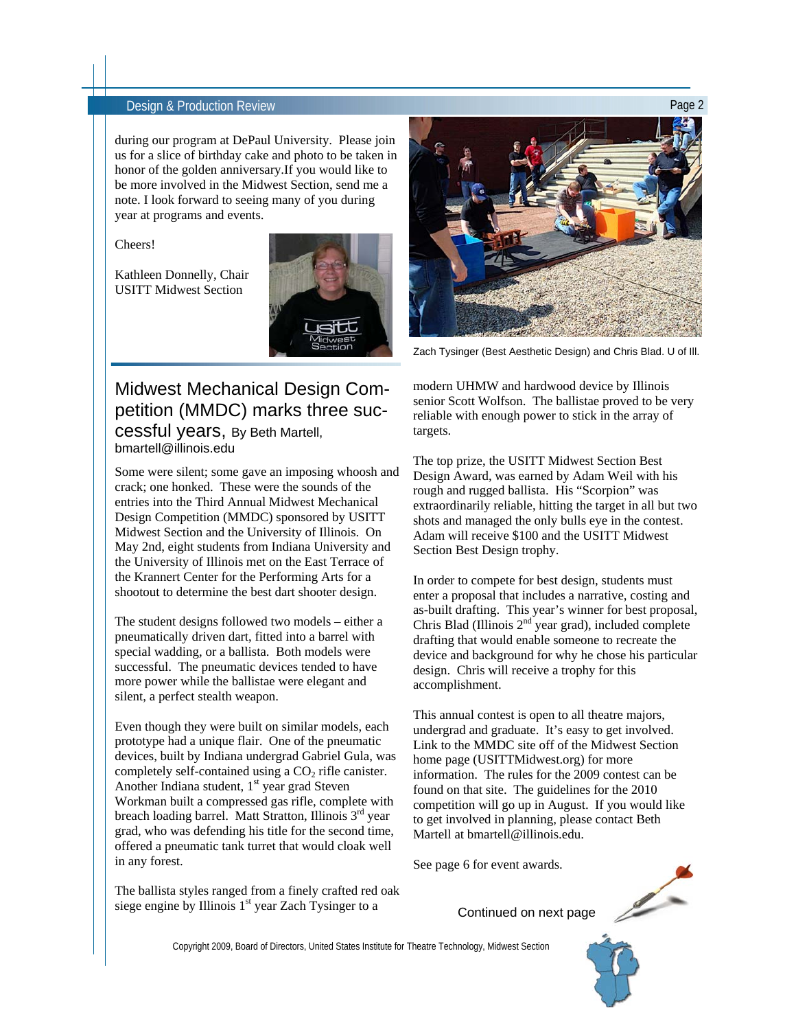during our program at DePaul University. Please join us for a slice of birthday cake and photo to be taken in honor of the golden anniversary.If you would like to be more involved in the Midwest Section, send me a note. I look forward to seeing many of you during year at programs and events.

Cheers!

Kathleen Donnelly, Chair
USITT Midwest Section

Zach Tysinger (Best Aesthetic Design) and Chris Blad. U of Ill.

## Midwest Mechanical Design Competition (MMDC) marks three successful years, By Beth Martell, bmartell@illinois.edu

Some were silent; some gave an imposing whoosh and crack; one honked. These were the sounds of the entries into the Third Annual Midwest Mechanical Design Competition (MMDC) sponsored by USITT Midwest Section and the University of Illinois. On May 2nd, eight students from Indiana University and the University of Illinois met on the East Terrace of the Krannert Center for the Performing Arts for a shootout to determine the best dart shooter design.

The student designs followed two models – either a pneumatically driven dart, fitted into a barrel with special wadding, or a ballista. Both models were successful. The pneumatic devices tended to have more power while the ballistae were elegant and silent, a perfect stealth weapon.

Even though they were built on similar models, each prototype had a unique flair. One of the pneumatic devices, built by Indiana undergrad Gabriel Gula, was completely self-contained using a $CO_2$ rifle canister. Another Indiana student, 1st year grad Steven Workman built a compressed gas rifle, complete with breach loading barrel. Matt Stratton, Illinois 3rd year grad, who was defending his title for the second time, offered a pneumatic tank turret that would cloak well in any forest.

The ballista styles ranged from a finely crafted red oak siege engine by Illinois 1st year Zach Tysinger to a modern UHMW and hardwood device by Illinois senior Scott Wolfson. The ballistae proved to be very reliable with enough power to stick in the array of targets.

The top prize, the USITT Midwest Section Best Design Award, was earned by Adam Weil with his rough and rugged ballista. His "Scorpion" was extraordinarily reliable, hitting the target in all but two shots and managed the only bulls eye in the contest. Adam will receive $100 and the USITT Midwest Section Best Design trophy.

In order to compete for best design, students must enter a proposal that includes a narrative, costing and as-built drafting. This year's winner for best proposal, Chris Blad (Illinois 2nd year grad), included complete drafting that would enable someone to recreate the device and background for why he chose his particular design. Chris will receive a trophy for this accomplishment.

This annual contest is open to all theatre majors, undergrad and graduate. It's easy to get involved. Link to the MMDC site off of the Midwest Section home page (USITTMidwest.org) for more information. The rules for the 2009 contest can be found on that site. The guidelines for the 2010 competition will go up in August. If you would like to get involved in planning, please contact Beth Martell at bmartell@illinois.edu.

See page 6 for event awards.

Continued on next page

Copyright 2009, Board of Directors, United States Institute for Theatre Technology, Midwest Section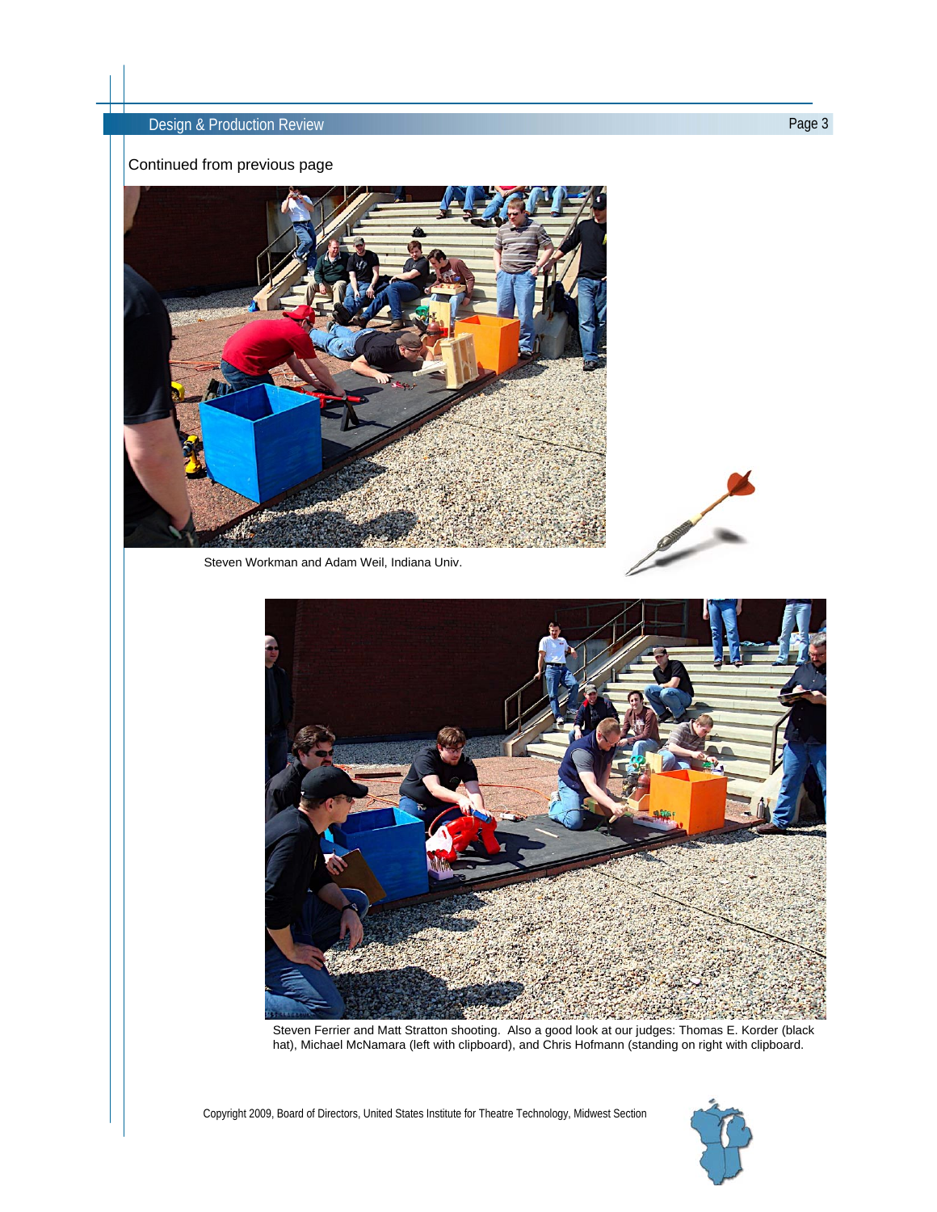Continued from previous page

Steven Workman and Adam Weil, Indiana Univ.

Steven Ferrier and Matt Stratton shooting. Also a good look at our judges: Thomas E. Korder (black hat), Michael McNamara (left with clipboard), and Chris Hofmann (standing on right with clipboard.

Copyright 2009, Board of Directors, United States Institute for Theatre Technology, Midwest Section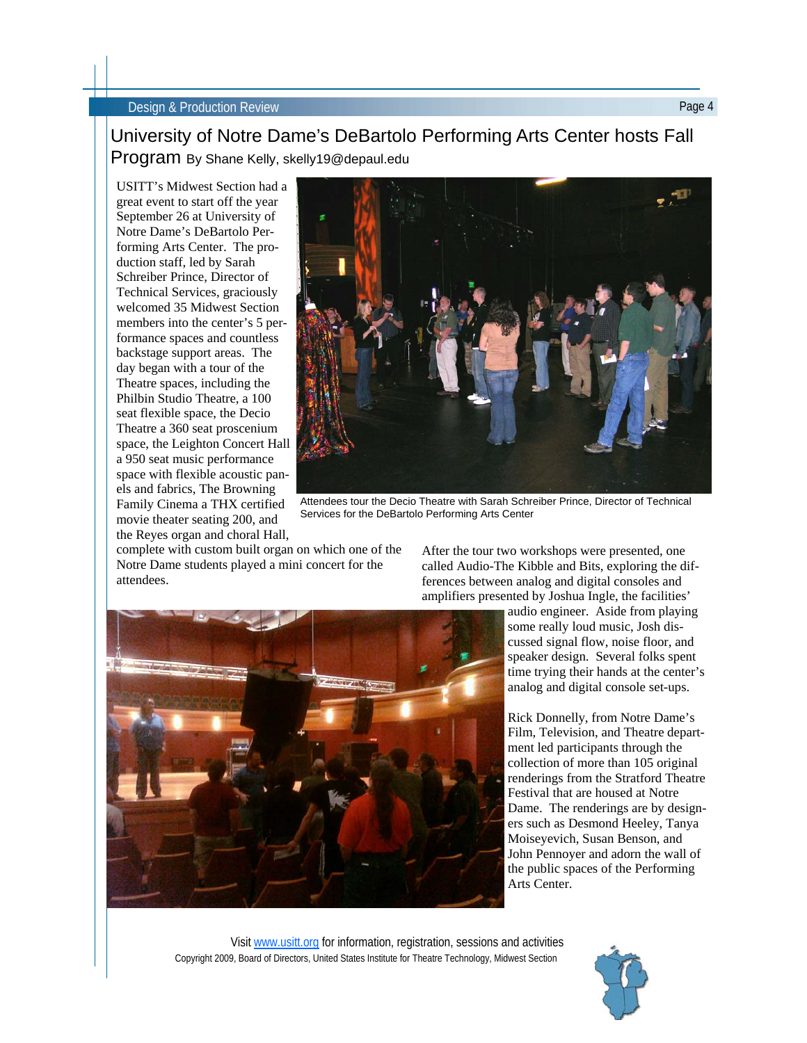# University of Notre Dame's DeBartolo Performing Arts Center hosts Fall Program

By Shane Kelly, skelly19@depaul.edu

USITT's Midwest Section had a great event to start off the year September 26 at University of Notre Dame's DeBartolo Performing Arts Center. The production staff, led by Sarah Schreiber Prince, Director of Technical Services, graciously welcomed 35 Midwest Section members into the center's 5 performance spaces and countless backstage support areas. The day began with a tour of the Theatre spaces, including the Philbin Studio Theatre, a 100 seat flexible space, the Decio Theatre a 360 seat proscenium space, the Leighton Concert Hall a 950 seat music performance space with flexible acoustic panels and fabrics, The Browning Family Cinema a THX certified movie theater seating 200, and the Reyes organ and choral Hall, complete with custom built organ on which one of the Notre Dame students played a mini concert for the attendees.

Attendees tour the Decio Theatre with Sarah Schreiber Prince, Director of Technical Services for the DeBartolo Performing Arts Center

After the tour two workshops were presented, one called Audio-The Kibble and Bits, exploring the differences between analog and digital consoles and amplifiers presented by Joshua Ingle, the facilities' audio engineer. Aside from playing some really loud music, Josh discussed signal flow, noise floor, and speaker design. Several folks spent time trying their hands at the center's analog and digital console set-ups.

Rick Donnelly, from Notre Dame's Film, Television, and Theatre department led participants through the collection of more than 105 original renderings from the Stratford Theatre Festival that are housed at Notre Dame. The renderings are by designers such as Desmond Heeley, Tanya Moiseyevich, Susan Benson, and John Pennoyer and adorn the wall of the public spaces of the Performing Arts Center.

Visit www.usitt.org for information, registration, sessions and activities

Copyright 2009, Board of Directors, United States Institute for Theatre Technology, Midwest Section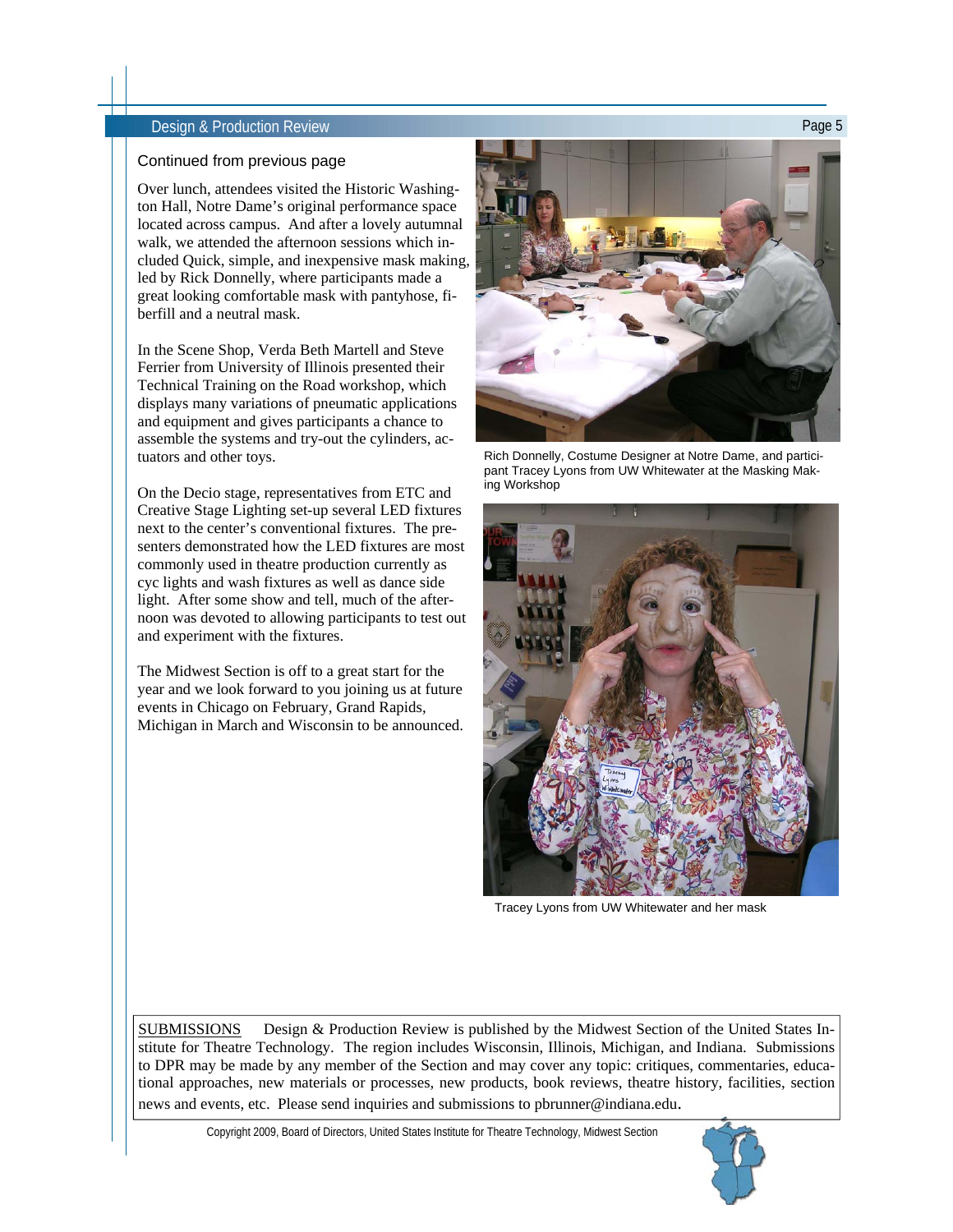Continued from previous page

Over lunch, attendees visited the Historic Washington Hall, Notre Dame's original performance space located across campus. And after a lovely autumnal walk, we attended the afternoon sessions which included Quick, simple, and inexpensive mask making, led by Rick Donnelly, where participants made a great looking comfortable mask with pantyhose, fiberfill and a neutral mask.

In the Scene Shop, Verda Beth Martell and Steve Ferrier from University of Illinois presented their Technical Training on the Road workshop, which displays many variations of pneumatic applications and equipment and gives participants a chance to assemble the systems and try-out the cylinders, actuators and other toys.

On the Decio stage, representatives from ETC and Creative Stage Lighting set-up several LED fixtures next to the center's conventional fixtures. The presenters demonstrated how the LED fixtures are most commonly used in theatre production currently as cyc lights and wash fixtures as well as dance side light. After some show and tell, much of the afternoon was devoted to allowing participants to test out and experiment with the fixtures.

The Midwest Section is off to a great start for the year and we look forward to you joining us at future events in Chicago on February, Grand Rapids, Michigan in March and Wisconsin to be announced.

Rich Donnelly, Costume Designer at Notre Dame, and participant Tracey Lyons from UW Whitewater at the Masking Making Workshop

Tracey Lyons from UW Whitewater and her mask

SUBMISSIONS Design & Production Review is published by the Midwest Section of the United States Institute for Theatre Technology. The region includes Wisconsin, Illinois, Michigan, and Indiana. Submissions to DPR may be made by any member of the Section and may cover any topic: critiques, commentaries, educational approaches, new materials or processes, new products, book reviews, theatre history, facilities, section news and events, etc. Please send inquiries and submissions to pbrunner@indiana.edu.

Copyright 2009, Board of Directors, United States Institute for Theatre Technology, Midwest Section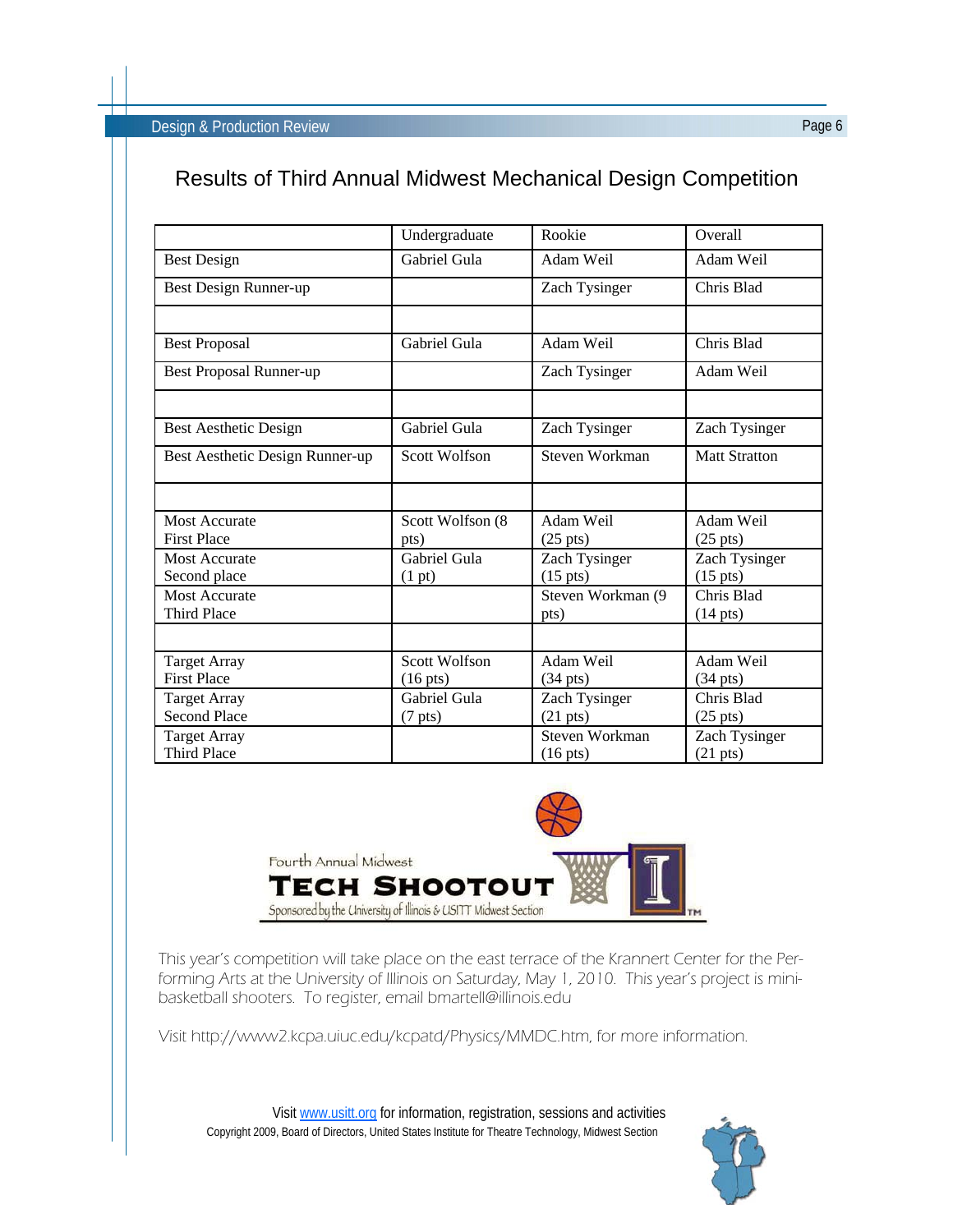# Results of Third Annual Midwest Mechanical Design Competition

| | Undergraduate | Rookie | Overall |
|---|---|---|---|
| Best Design | Gabriel Gula | Adam Weil | Adam Weil |
| Best Design Runner-up | | Zach Tysinger | Chris Blad |
| | | | |
| Best Proposal | Gabriel Gula | Adam Weil | Chris Blad |
| Best Proposal Runner-up | | Zach Tysinger | Adam Weil |
| | | | |
| Best Aesthetic Design | Gabriel Gula | Zach Tysinger | Zach Tysinger |
| Best Aesthetic Design Runner-up | Scott Wolfson | Steven Workman | Matt Stratton |
| | | | |
| Most Accurate First Place | Scott Wolfson (8 pts) | Adam Weil (25 pts) | Adam Weil (25 pts) |
| Most Accurate Second place | Gabriel Gula (1 pt) | Zach Tysinger (15 pts) | Zach Tysinger (15 pts) |
| Most Accurate Third Place | | Steven Workman (9 pts) | Chris Blad (14 pts) |
| | | | |
| Target Array First Place | Scott Wolfson (16 pts) | Adam Weil (34 pts) | Adam Weil (34 pts) |
| Target Array Second Place | Gabriel Gula (7 pts) | Zach Tysinger (21 pts) | Chris Blad (25 pts) |
| Target Array Third Place | | Steven Workman (16 pts) | Zach Tysinger (21 pts) |

Fourth Annual Midwest

**TECH SHOOTOUT**

Sponsored by the University of Illinois & USITT Midwest Section

This year's competition will take place on the east terrace of the Krannert Center for the Performing Arts at the University of Illinois on Saturday, May 1, 2010. This year's project is mini-basketball shooters. To register, email bmartell@illinois.edu

Visit http://www2.kcpa.uiuc.edu/kcpatd/Physics/MMDC.htm, for more information.

Visit [www.usitt.org](http://www.usitt.org) for information, registration, sessions and activities

Copyright 2009, Board of Directors, United States Institute for Theatre Technology, Midwest Section